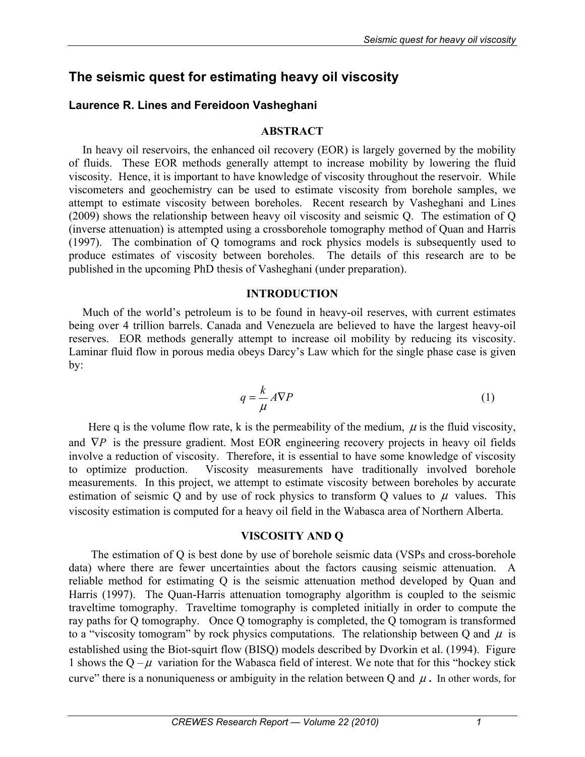# The seismic quest for estimating heavy oil viscosity

### Laurence R. Lines and Fereidoon Vasheghani

## ABSTRACT

In heavy oil reservoirs, the enhanced oil recovery (EOR) is largely governed by the mobility of fluids. These EOR methods generally attempt to increase mobility by lowering the fluid viscosity. Hence, it is important to have knowledge of viscosity throughout the reservoir. While viscometers and geochemistry can be used to estimate viscosity from borehole samples, we attempt to estimate viscosity between boreholes. Recent research by Vasheghani and Lines (2009) shows the relationship between heavy oil viscosity and seismic Q. The estimation of Q (inverse attenuation) is attempted using a crossborehole tomography method of Quan and Harris (1997). The combination of Q tomograms and rock physics models is subsequently used to produce estimates of viscosity between boreholes. The details of this research are to be published in the upcoming PhD thesis of Vasheghani (under preparation).

## INTRODUCTION

Much of the world's petroleum is to be found in heavy-oil reserves, with current estimates being over 4 trillion barrels. Canada and Venezuela are believed to have the largest heavy-oil reserves. EOR methods generally attempt to increase oil mobility by reducing its viscosity. Laminar fluid flow in porous media obeys Darcy's Law which for the single phase case is given by:

$$q = \frac{k}{\mu} A \nabla P \qquad (1)$$

Here q is the volume flow rate, k is the permeability of the medium, $\mu$ is the fluid viscosity, and $\nabla P$ is the pressure gradient. Most EOR engineering recovery projects in heavy oil fields involve a reduction of viscosity. Therefore, it is essential to have some knowledge of viscosity to optimize production. Viscosity measurements have traditionally involved borehole measurements. In this project, we attempt to estimate viscosity between boreholes by accurate estimation of seismic Q and by use of rock physics to transform Q values to $\mu$ values. This viscosity estimation is computed for a heavy oil field in the Wabasca area of Northern Alberta.

## VISCOSITY AND Q

The estimation of Q is best done by use of borehole seismic data (VSPs and cross-borehole data) where there are fewer uncertainties about the factors causing seismic attenuation. A reliable method for estimating Q is the seismic attenuation method developed by Quan and Harris (1997). The Quan-Harris attenuation tomography algorithm is coupled to the seismic traveltime tomography. Traveltime tomography is completed initially in order to compute the ray paths for Q tomography. Once Q tomography is completed, the Q tomogram is transformed to a "viscosity tomogram" by rock physics computations. The relationship between Q and $\mu$ is established using the Biot-squirt flow (BISQ) models described by Dvorkin et al. (1994). Figure 1 shows the Q – $\mu$ variation for the Wabasca field of interest. We note that for this "hockey stick curve" there is a nonuniqueness or ambiguity in the relation between Q and $\mu$. In other words, for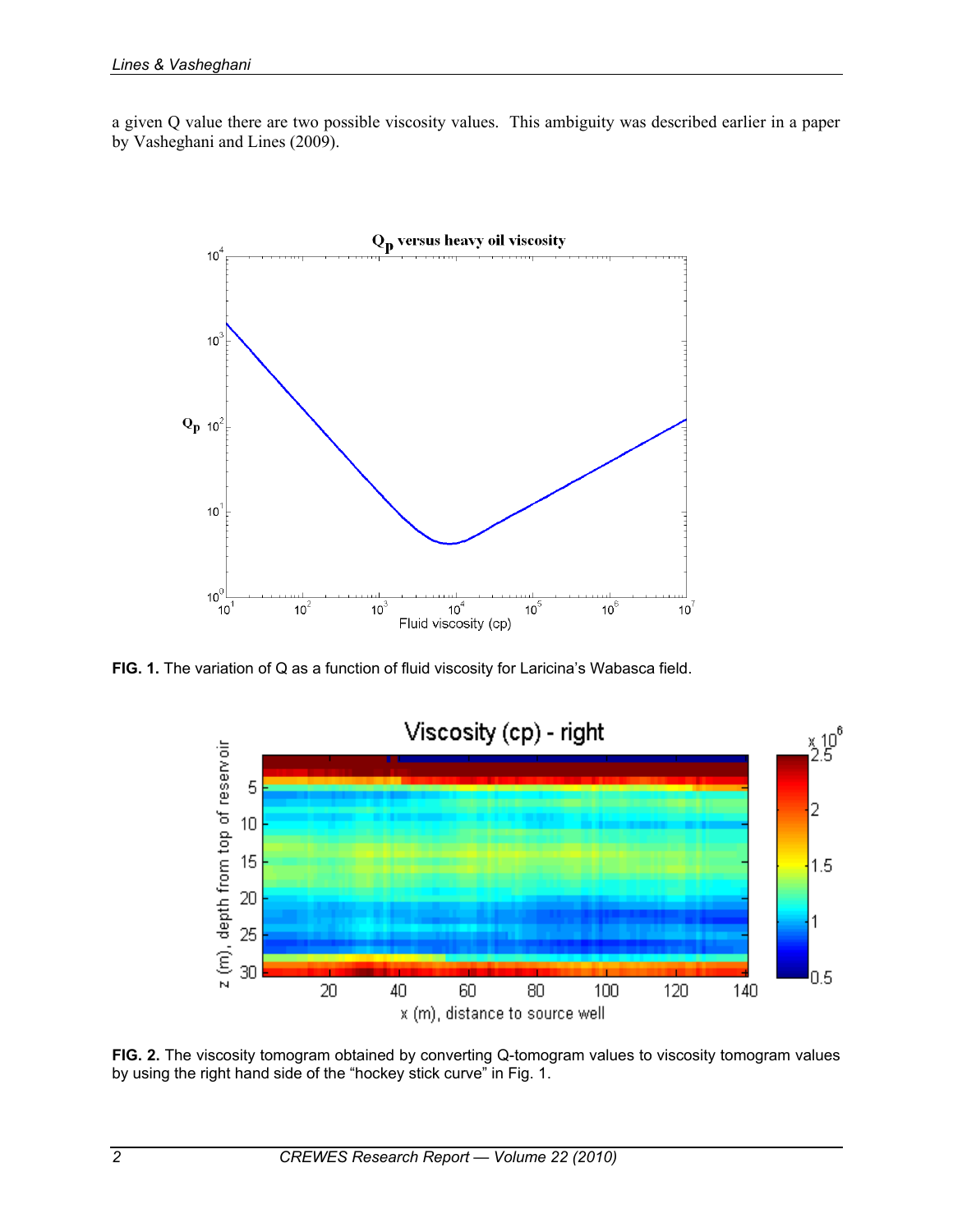a given Q value there are two possible viscosity values. This ambiguity was described earlier in a paper by Vasheghani and Lines (2009).

**FIG. 1.** The variation of Q as a function of fluid viscosity for Laricina's Wabasca field.

**FIG. 2.** The viscosity tomogram obtained by converting Q-tomogram values to viscosity tomogram values by using the right hand side of the "hockey stick curve" in Fig. 1.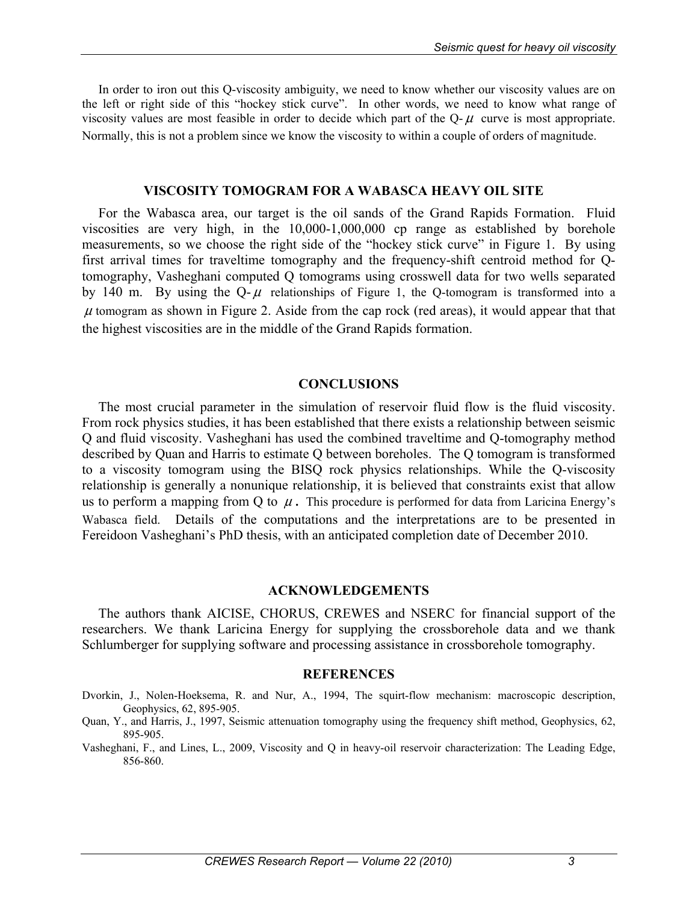In order to iron out this Q-viscosity ambiguity, we need to know whether our viscosity values are on the left or right side of this "hockey stick curve". In other words, we need to know what range of viscosity values are most feasible in order to decide which part of the Q-$\mu$ curve is most appropriate. Normally, this is not a problem since we know the viscosity to within a couple of orders of magnitude.

## VISCOSITY TOMOGRAM FOR A WABASCA HEAVY OIL SITE

For the Wabasca area, our target is the oil sands of the Grand Rapids Formation. Fluid viscosities are very high, in the 10,000-1,000,000 cp range as established by borehole measurements, so we choose the right side of the "hockey stick curve" in Figure 1. By using first arrival times for traveltime tomography and the frequency-shift centroid method for Q-tomography, Vasheghani computed Q tomograms using crosswell data for two wells separated by 140 m. By using the Q-$\mu$ relationships of Figure 1, the Q-tomogram is transformed into a $\mu$ tomogram as shown in Figure 2. Aside from the cap rock (red areas), it would appear that that the highest viscosities are in the middle of the Grand Rapids formation.

## CONCLUSIONS

The most crucial parameter in the simulation of reservoir fluid flow is the fluid viscosity. From rock physics studies, it has been established that there exists a relationship between seismic Q and fluid viscosity. Vasheghani has used the combined traveltime and Q-tomography method described by Quan and Harris to estimate Q between boreholes. The Q tomogram is transformed to a viscosity tomogram using the BISQ rock physics relationships. While the Q-viscosity relationship is generally a nonunique relationship, it is believed that constraints exist that allow us to perform a mapping from Q to $\mu$. This procedure is performed for data from Laricina Energy's Wabasca field. Details of the computations and the interpretations are to be presented in Fereidoon Vasheghani's PhD thesis, with an anticipated completion date of December 2010.

## ACKNOWLEDGEMENTS

The authors thank AICISE, CHORUS, CREWES and NSERC for financial support of the researchers. We thank Laricina Energy for supplying the crossborehole data and we thank Schlumberger for supplying software and processing assistance in crossborehole tomography.

## REFERENCES

Dvorkin, J., Nolen-Hoeksema, R. and Nur, A., 1994, The squirt-flow mechanism: macroscopic description, Geophysics, 62, 895-905.

Quan, Y., and Harris, J., 1997, Seismic attenuation tomography using the frequency shift method, Geophysics, 62, 895-905.

Vasheghani, F., and Lines, L., 2009, Viscosity and Q in heavy-oil reservoir characterization: The Leading Edge, 856-860.